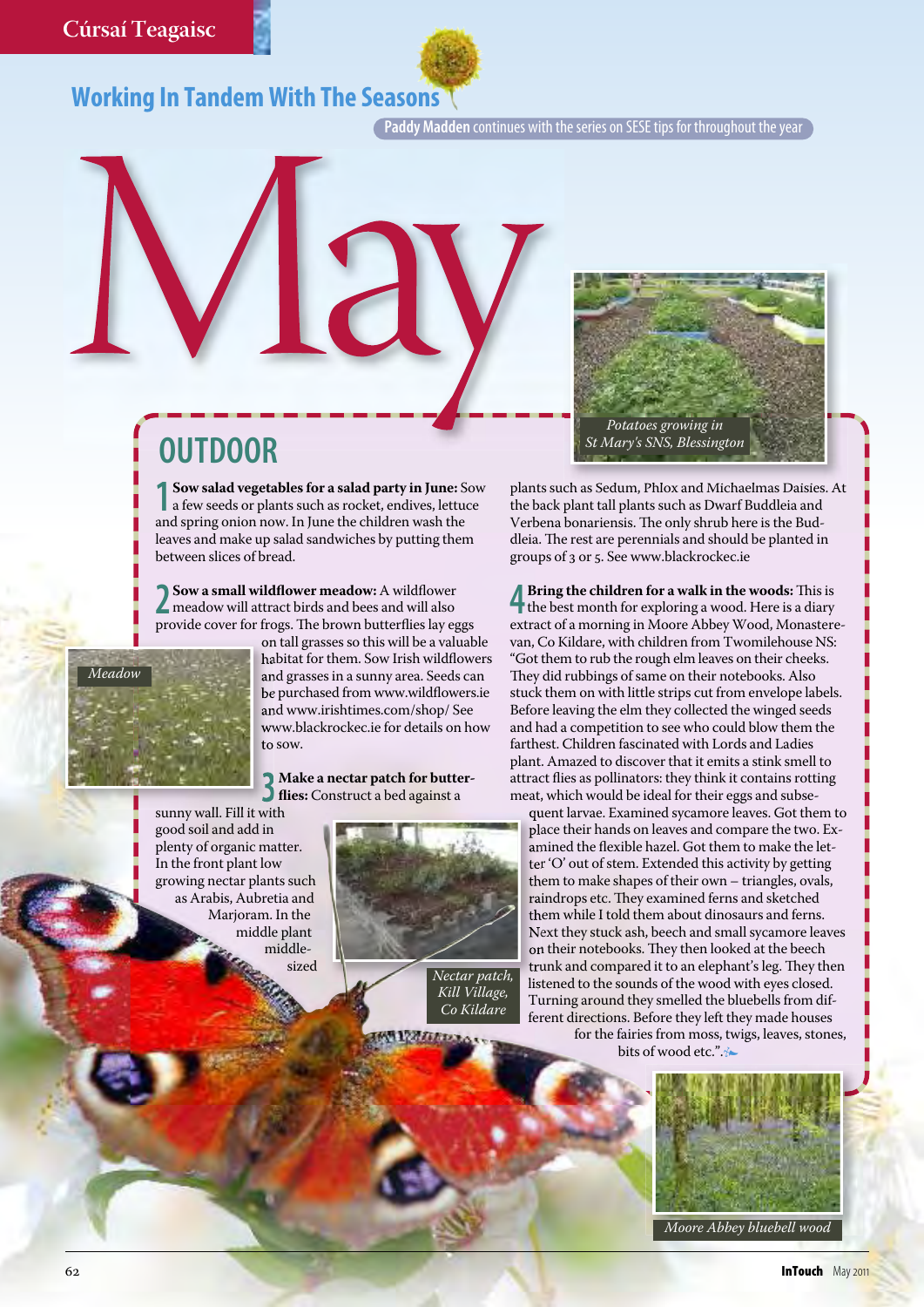Cúrsaí Teagaisc

## Working In Tandem With The Seasons

**Paddy Madden** continues with the series on SESE tips for throughout the year

# May

## OUTDOOR

**1 Sow salad vegetables for a salad party in June:** Sow a few seeds or plants such as rocket, endives, lettuce and spring onion now. In June the children wash the leaves and make up salad sandwiches by putting them between slices of bread.

**2 Sow a small wildflower meadow:** A wildflower meadow will attract birds and bees and will also provide cover for frogs. The brown butterflies lay eggs on tall grasses so this will be a valuable habitat for them. Sow Irish wildflowers and grasses in a sunny area. Seeds can be purchased from www.wildflowers.ie and www.irishtimes.com/shop/ See www.blackrockec.ie for details on how to sow.

Meadow

**3 Make a nectar patch for butterflies:** Construct a bed against a sunny wall. Fill it with good soil and add in plenty of organic matter. In the front plant low growing nectar plants such as Arabis, Aubretia and Marjoram. In the middle plant middle-sized plants such as Sedum, Phlox and Michaelmas Daisies. At the back plant tall plants such as Dwarf Buddleia and Verbena bonariensis. The only shrub here is the Buddleia. The rest are perennials and should be planted in groups of 3 or 5. See www.blackrockec.ie

Nectar patch, Kill Village, Co Kildare

**4 Bring the children for a walk in the woods:** This is the best month for exploring a wood. Here is a diary extract of a morning in Moore Abbey Wood, Monasterevan, Co Kildare, with children from Twomilehouse NS: "Got them to rub the rough elm leaves on their cheeks. They did rubbings of same on their notebooks. Also stuck them on with little strips cut from envelope labels. Before leaving the elm they collected the winged seeds and had a competition to see who could blow them the farthest. Children fascinated with Lords and Ladies plant. Amazed to discover that it emits a stink smell to attract flies as pollinators: they think it contains rotting meat, which would be ideal for their eggs and subsequent larvae. Examined sycamore leaves. Got them to place their hands on leaves and compare the two. Examined the flexible hazel. Got them to make the letter 'O' out of stem. Extended this activity by getting them to make shapes of their own – triangles, ovals, raindrops etc. They examined ferns and sketched them while I told them about dinosaurs and ferns. Next they stuck ash, beech and small sycamore leaves on their notebooks. They then looked at the beech trunk and compared it to an elephant's leg. They then listened to the sounds of the wood with eyes closed. Turning around they smelled the bluebells from different directions. Before they left they made houses for the fairies from moss, twigs, leaves, stones, bits of wood etc.".

Potatoes growing in St Mary's SNS, Blessington

Moore Abbey bluebell wood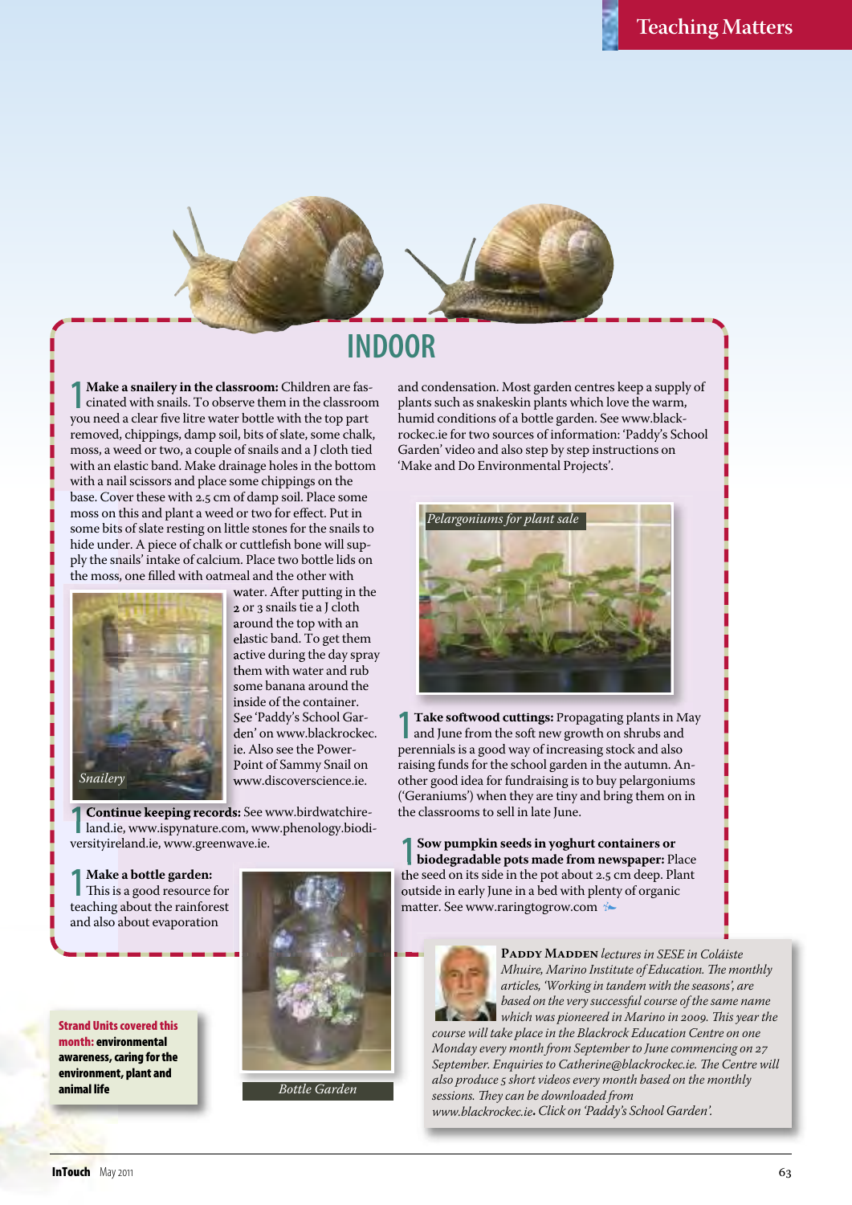## INDOOR

**Make a snailery in the classroom:** Children are fascinated with snails. To observe them in the classroom you need a clear five litre water bottle with the top part removed, chippings, damp soil, bits of slate, some chalk, moss, a weed or two, a couple of snails and a J cloth tied with an elastic band. Make drainage holes in the bottom with a nail scissors and place some chippings on the base. Cover these with 2.5 cm of damp soil. Place some moss on this and plant a weed or two for effect. Put in some bits of slate resting on little stones for the snails to hide under. A piece of chalk or cuttlefish bone will supply the snails' intake of calcium. Place two bottle lids on the moss, one filled with oatmeal and the other with water. After putting in the 2 or 3 snails tie a J cloth around the top with an elastic band. To get them active during the day spray them with water and rub some banana around the inside of the container. See 'Paddy's School Garden' on www.blackrockec.ie. Also see the PowerPoint of Sammy Snail on www.discoverscience.ie.

Snailery

**Continue keeping records:** See www.birdwatchireland.ie, www.ispynature.com, www.phenology.biodiversityireland.ie, www.greenwave.ie.

**Make a bottle garden:** This is a good resource for teaching about the rainforest and also about evaporation and condensation. Most garden centres keep a supply of plants such as snakeskin plants which love the warm, humid conditions of a bottle garden. See www.blackrockec.ie for two sources of information: 'Paddy's School Garden' video and also step by step instructions on 'Make and Do Environmental Projects'.

Bottle Garden

Pelargoniums for plant sale

**Take softwood cuttings:** Propagating plants in May and June from the soft new growth on shrubs and perennials is a good way of increasing stock and also raising funds for the school garden in the autumn. Another good idea for fundraising is to buy pelargoniums ('Geraniums') when they are tiny and bring them on in the classrooms to sell in late June.

**Sow pumpkin seeds in yoghurt containers or biodegradable pots made from newspaper:** Place the seed on its side in the pot about 2.5 cm deep. Plant outside in early June in a bed with plenty of organic matter. See www.raringtogrow.com

**Strand Units covered this month: environmental awareness, caring for the environment, plant and animal life**

**Paddy Madden** *lectures in SESE in Coláiste Mhuire, Marino Institute of Education. The monthly articles, 'Working in tandem with the seasons', are based on the very successful course of the same name which was pioneered in Marino in 2009. This year the course will take place in the Blackrock Education Centre on one Monday every month from September to June commencing on 27 September. Enquiries to Catherine@blackrockec.ie. The Centre will also produce 5 short videos every month based on the monthly sessions. They can be downloaded from www.blackrockec.ie. Click on 'Paddy's School Garden'.*